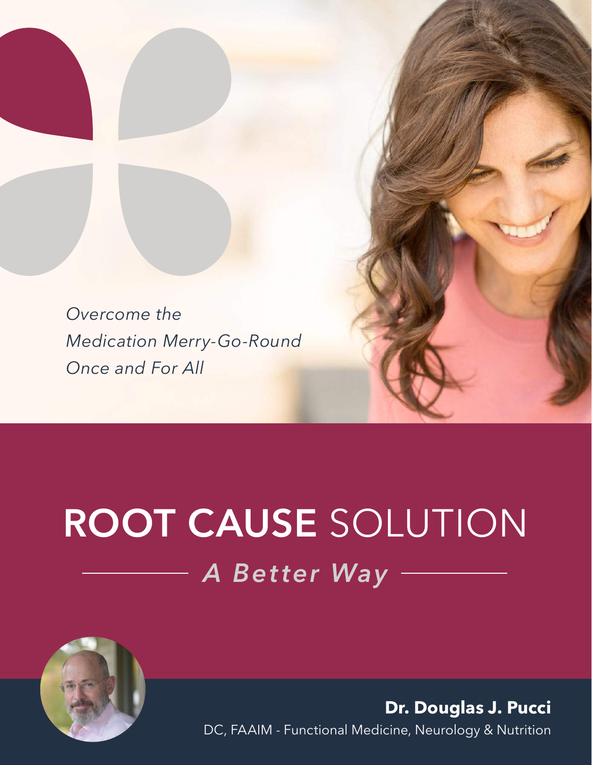*Overcome the Medication Merry-Go-Round Once and For All*

# ROOT CAUSE SOLUTION

## *A Better Way*

**Dr. Douglas J. Pucci**

DC, FAAIM - Functional Medicine, Neurology & Nutrition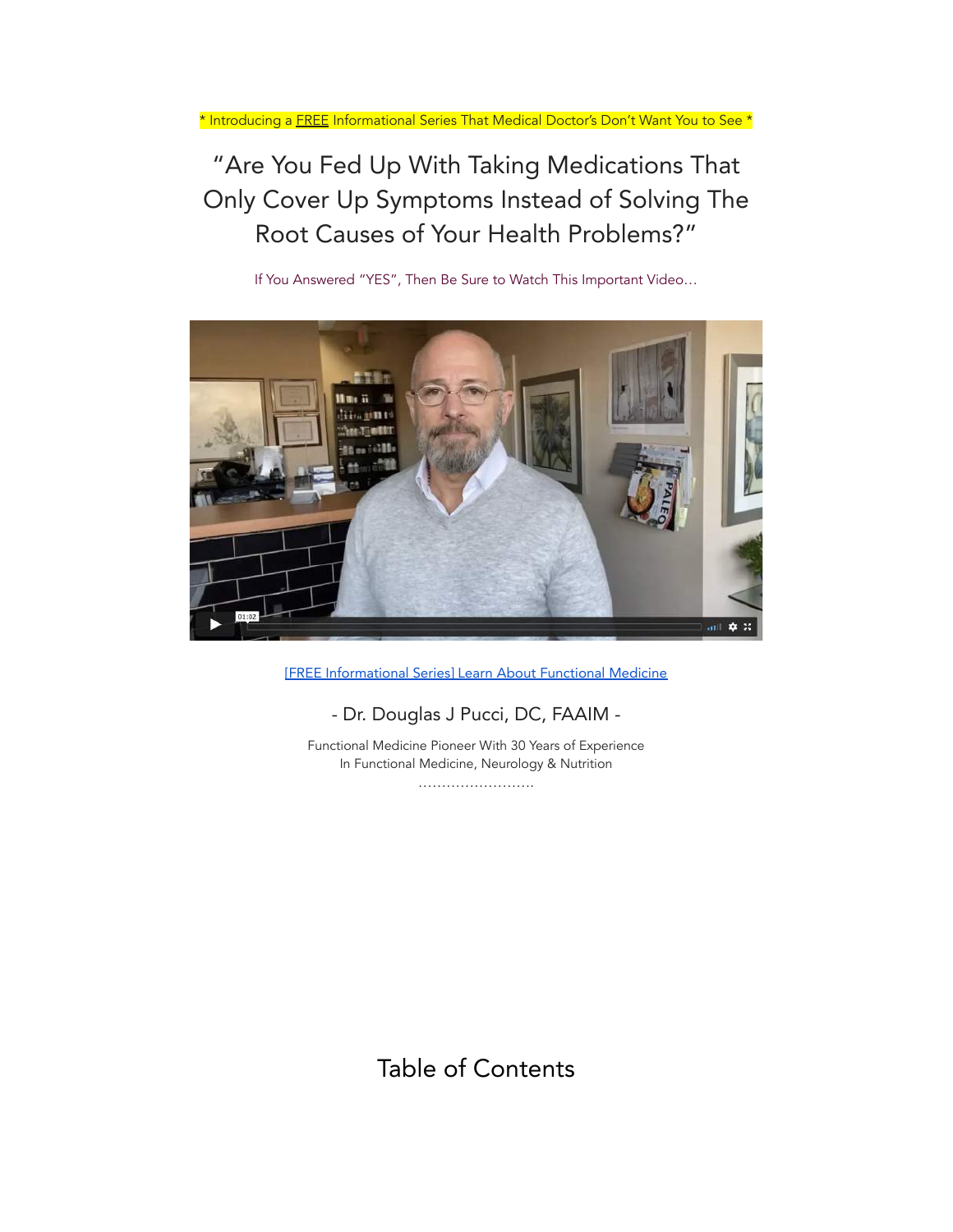\* Introducing a FREE Informational Series That Medical Doctor's Don't Want You to See \*

# "Are You Fed Up With Taking Medications That Only Cover Up Symptoms Instead of Solving The Root Causes of Your Health Problems?"

If You Answered "YES", Then Be Sure to Watch This Important Video…

[FREE Informational Series] Learn About Functional Medicine

## - Dr. Douglas J Pucci, DC, FAAIM -

Functional Medicine Pioneer With 30 Years of Experience
In Functional Medicine, Neurology & Nutrition

………………………

# Table of Contents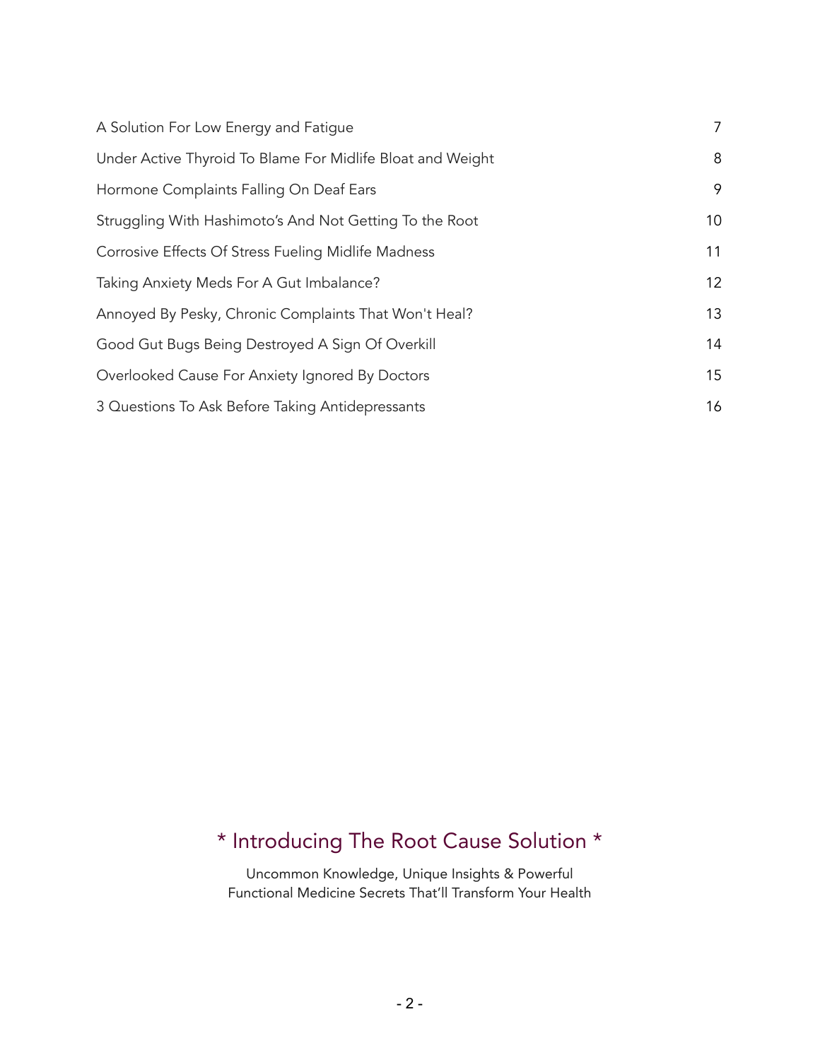| | |
|---|---|
| A Solution For Low Energy and Fatigue | 7 |
| Under Active Thyroid To Blame For Midlife Bloat and Weight | 8 |
| Hormone Complaints Falling On Deaf Ears | 9 |
| Struggling With Hashimoto's And Not Getting To the Root | 10 |
| Corrosive Effects Of Stress Fueling Midlife Madness | 11 |
| Taking Anxiety Meds For A Gut Imbalance? | 12 |
| Annoyed By Pesky, Chronic Complaints That Won't Heal? | 13 |
| Good Gut Bugs Being Destroyed A Sign Of Overkill | 14 |
| Overlooked Cause For Anxiety Ignored By Doctors | 15 |
| 3 Questions To Ask Before Taking Antidepressants | 16 |

## * Introducing The Root Cause Solution *

Uncommon Knowledge, Unique Insights & Powerful Functional Medicine Secrets That'll Transform Your Health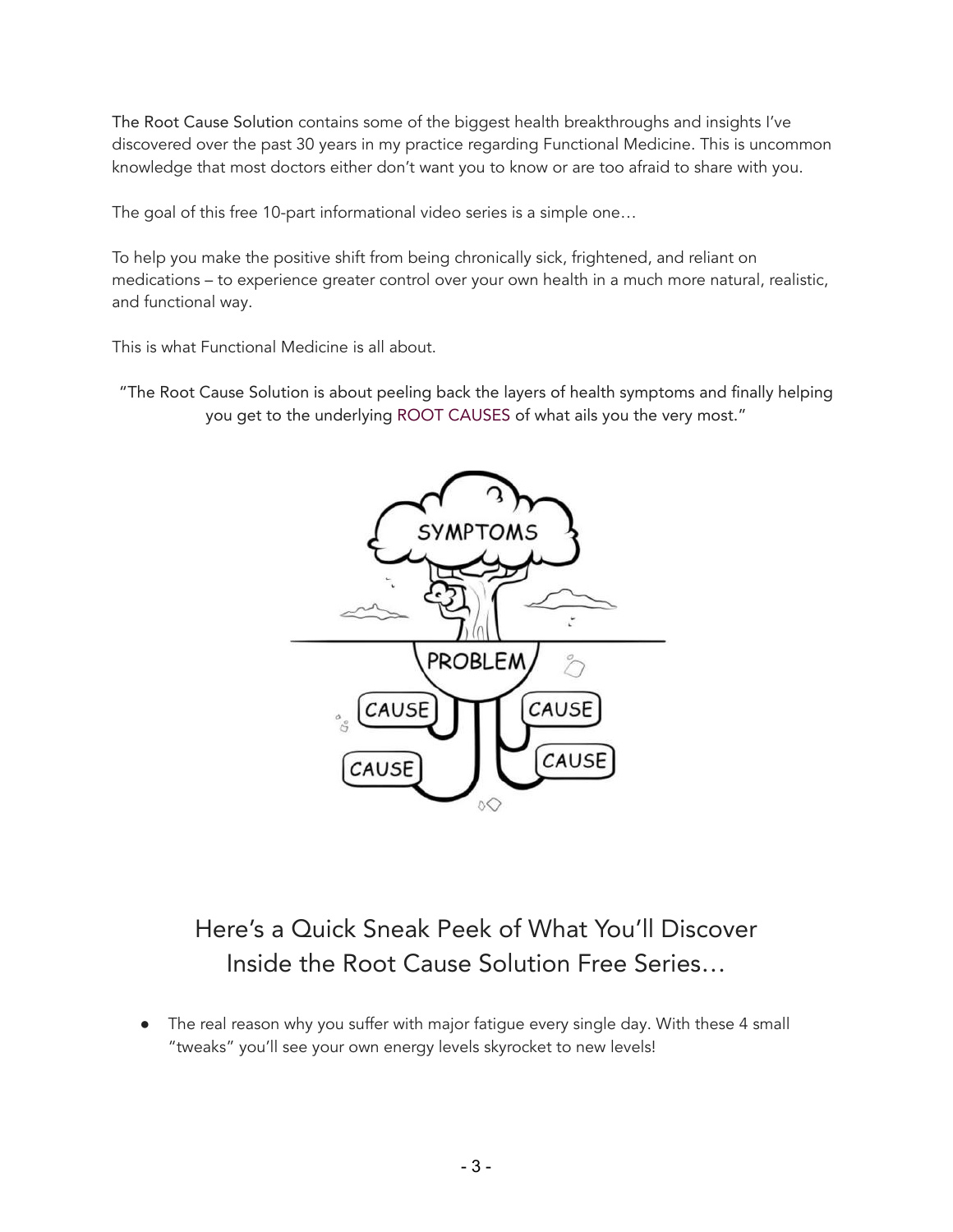The Root Cause Solution contains some of the biggest health breakthroughs and insights I've discovered over the past 30 years in my practice regarding Functional Medicine. This is uncommon knowledge that most doctors either don't want you to know or are too afraid to share with you.

The goal of this free 10-part informational video series is a simple one…

To help you make the positive shift from being chronically sick, frightened, and reliant on medications – to experience greater control over your own health in a much more natural, realistic, and functional way.

This is what Functional Medicine is all about.

"The Root Cause Solution is about peeling back the layers of health symptoms and finally helping you get to the underlying ROOT CAUSES of what ails you the very most."

## Here's a Quick Sneak Peek of What You'll Discover Inside the Root Cause Solution Free Series…

- The real reason why you suffer with major fatigue every single day. With these 4 small "tweaks" you'll see your own energy levels skyrocket to new levels!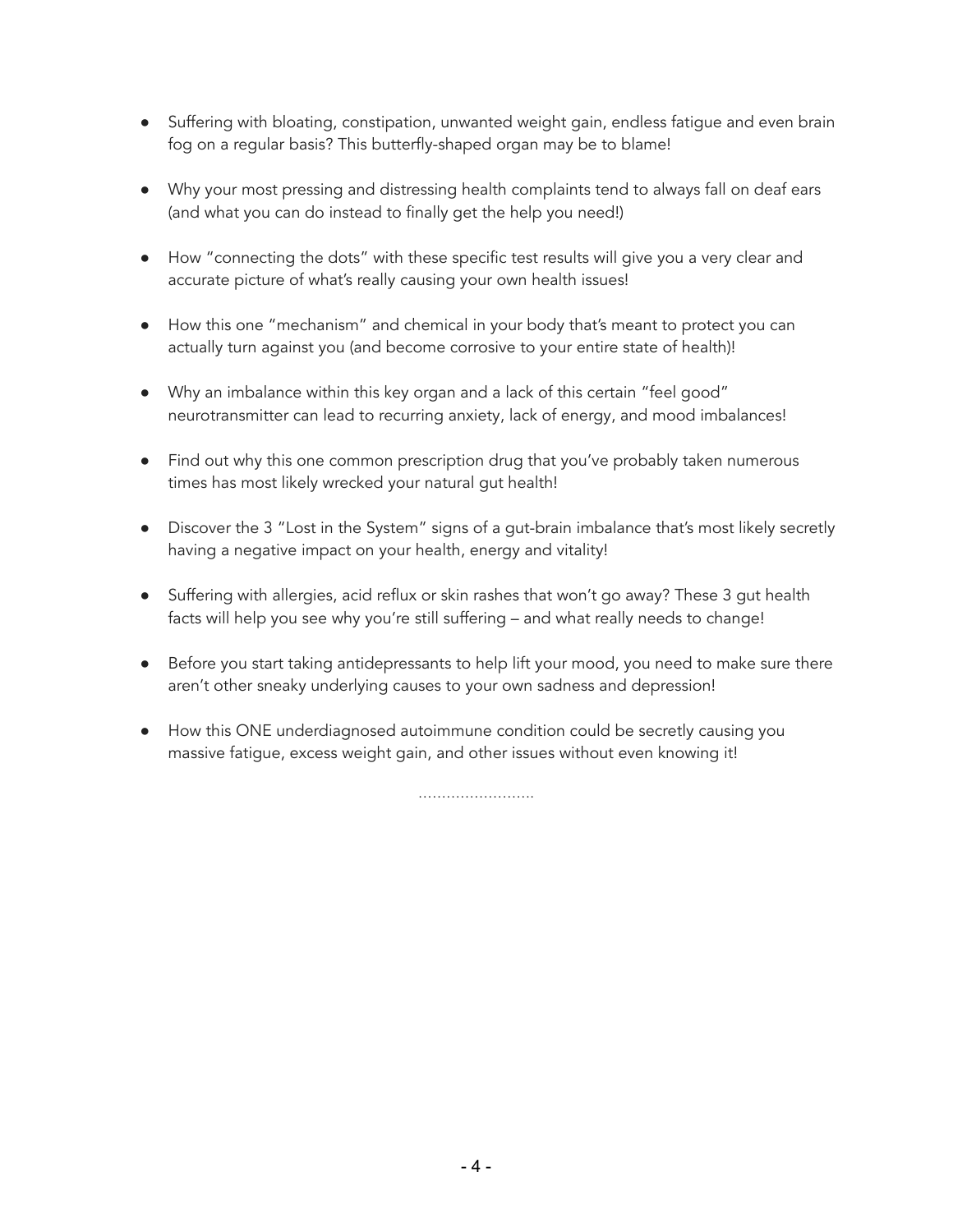- Suffering with bloating, constipation, unwanted weight gain, endless fatigue and even brain fog on a regular basis? This butterfly-shaped organ may be to blame!

- Why your most pressing and distressing health complaints tend to always fall on deaf ears (and what you can do instead to finally get the help you need!)

- How "connecting the dots" with these specific test results will give you a very clear and accurate picture of what's really causing your own health issues!

- How this one "mechanism" and chemical in your body that's meant to protect you can actually turn against you (and become corrosive to your entire state of health)!

- Why an imbalance within this key organ and a lack of this certain "feel good" neurotransmitter can lead to recurring anxiety, lack of energy, and mood imbalances!

- Find out why this one common prescription drug that you've probably taken numerous times has most likely wrecked your natural gut health!

- Discover the 3 "Lost in the System" signs of a gut-brain imbalance that's most likely secretly having a negative impact on your health, energy and vitality!

- Suffering with allergies, acid reflux or skin rashes that won't go away? These 3 gut health facts will help you see why you're still suffering – and what really needs to change!

- Before you start taking antidepressants to help lift your mood, you need to make sure there aren't other sneaky underlying causes to your own sadness and depression!

- How this ONE underdiagnosed autoimmune condition could be secretly causing you massive fatigue, excess weight gain, and other issues without even knowing it!

.........................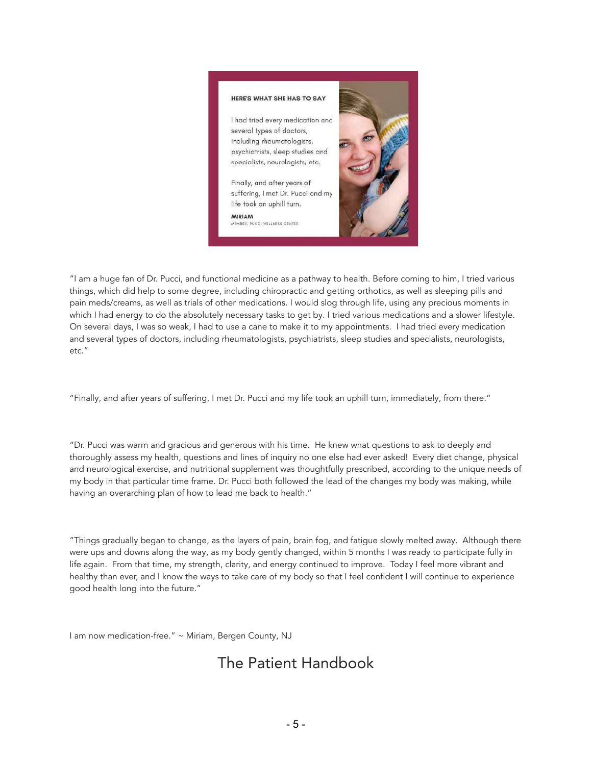HERE'S WHAT SHE HAS TO SAY

I had tried every medication and several types of doctors, including rheumatologists, psychiatrists, sleep studies and specialists, neurologists, etc.

Finally, and after years of suffering, I met Dr. Pucci and my life took an uphill turn.

**MIRIAM**
MEMBER, PUCCI WELLNESS CENTER

"I am a huge fan of Dr. Pucci, and functional medicine as a pathway to health. Before coming to him, I tried various things, which did help to some degree, including chiropractic and getting orthotics, as well as sleeping pills and pain meds/creams, as well as trials of other medications. I would slog through life, using any precious moments in which I had energy to do the absolutely necessary tasks to get by. I tried various medications and a slower lifestyle. On several days, I was so weak, I had to use a cane to make it to my appointments. I had tried every medication and several types of doctors, including rheumatologists, psychiatrists, sleep studies and specialists, neurologists, etc."

"Finally, and after years of suffering, I met Dr. Pucci and my life took an uphill turn, immediately, from there."

"Dr. Pucci was warm and gracious and generous with his time. He knew what questions to ask to deeply and thoroughly assess my health, questions and lines of inquiry no one else had ever asked! Every diet change, physical and neurological exercise, and nutritional supplement was thoughtfully prescribed, according to the unique needs of my body in that particular time frame. Dr. Pucci both followed the lead of the changes my body was making, while having an overarching plan of how to lead me back to health."

"Things gradually began to change, as the layers of pain, brain fog, and fatigue slowly melted away. Although there were ups and downs along the way, as my body gently changed, within 5 months I was ready to participate fully in life again. From that time, my strength, clarity, and energy continued to improve. Today I feel more vibrant and healthy than ever, and I know the ways to take care of my body so that I feel confident I will continue to experience good health long into the future."

I am now medication-free." ~ Miriam, Bergen County, NJ

# The Patient Handbook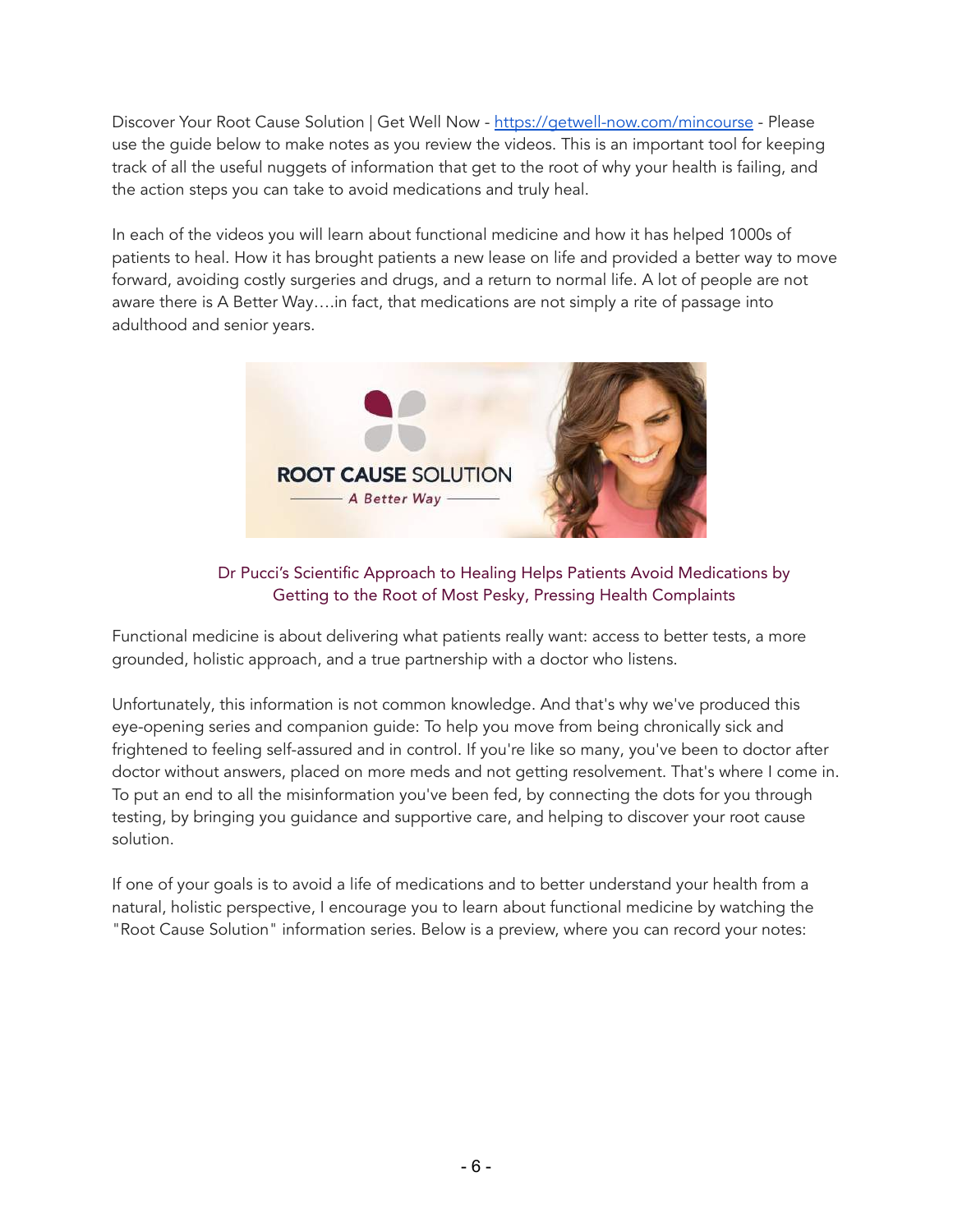Discover Your Root Cause Solution | Get Well Now - [https://getwell-now.com/mincourse](https://getwell-now.com/mincourse) - Please use the guide below to make notes as you review the videos. This is an important tool for keeping track of all the useful nuggets of information that get to the root of why your health is failing, and the action steps you can take to avoid medications and truly heal.

In each of the videos you will learn about functional medicine and how it has helped 1000s of patients to heal. How it has brought patients a new lease on life and provided a better way to move forward, avoiding costly surgeries and drugs, and a return to normal life. A lot of people are not aware there is A Better Way….in fact, that medications are not simply a rite of passage into adulthood and senior years.

ROOT CAUSE SOLUTION

*A Better Way*

## Dr Pucci's Scientific Approach to Healing Helps Patients Avoid Medications by Getting to the Root of Most Pesky, Pressing Health Complaints

Functional medicine is about delivering what patients really want: access to better tests, a more grounded, holistic approach, and a true partnership with a doctor who listens.

Unfortunately, this information is not common knowledge. And that's why we've produced this eye-opening series and companion guide: To help you move from being chronically sick and frightened to feeling self-assured and in control. If you're like so many, you've been to doctor after doctor without answers, placed on more meds and not getting resolvement. That's where I come in. To put an end to all the misinformation you've been fed, by connecting the dots for you through testing, by bringing you guidance and supportive care, and helping to discover your root cause solution.

If one of your goals is to avoid a life of medications and to better understand your health from a natural, holistic perspective, I encourage you to learn about functional medicine by watching the "Root Cause Solution" information series. Below is a preview, where you can record your notes: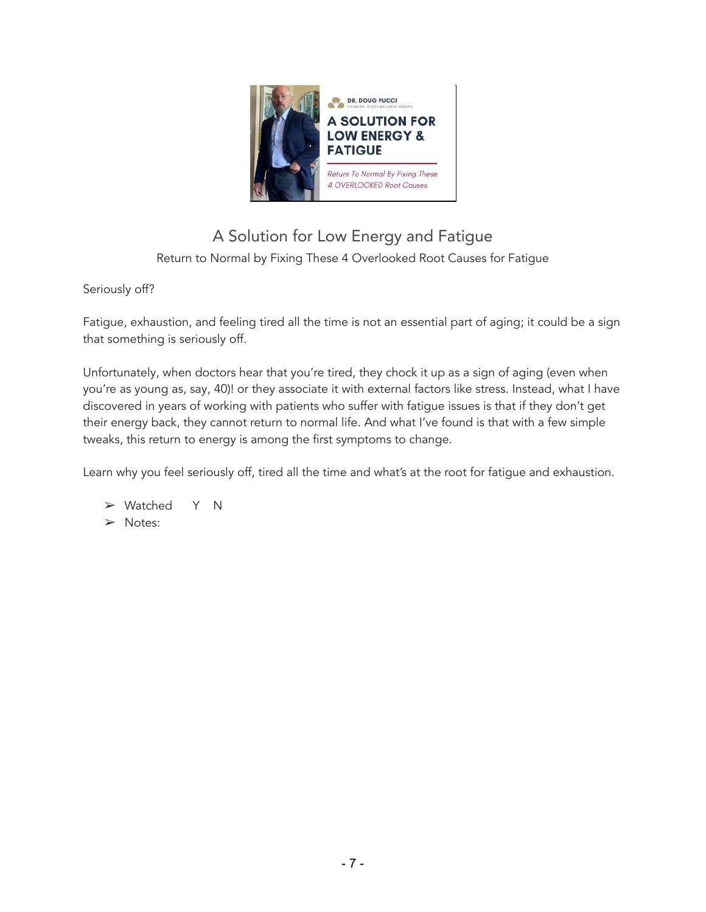## A Solution for Low Energy and Fatigue

Return to Normal by Fixing These 4 Overlooked Root Causes for Fatigue

Seriously off?

Fatigue, exhaustion, and feeling tired all the time is not an essential part of aging; it could be a sign that something is seriously off.

Unfortunately, when doctors hear that you're tired, they chock it up as a sign of aging (even when you're as young as, say, 40)! or they associate it with external factors like stress. Instead, what I have discovered in years of working with patients who suffer with fatigue issues is that if they don't get their energy back, they cannot return to normal life. And what I've found is that with a few simple tweaks, this return to energy is among the first symptoms to change.

Learn why you feel seriously off, tired all the time and what's at the root for fatigue and exhaustion.

- Watched  Y  N
- Notes: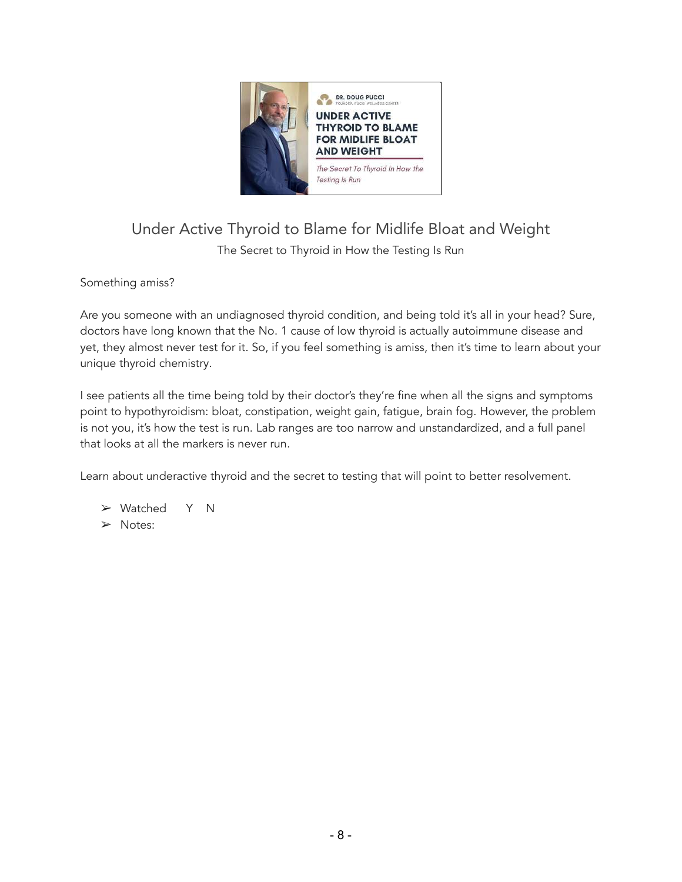# Under Active Thyroid to Blame for Midlife Bloat and Weight

The Secret to Thyroid in How the Testing Is Run

Something amiss?

Are you someone with an undiagnosed thyroid condition, and being told it's all in your head? Sure, doctors have long known that the No. 1 cause of low thyroid is actually autoimmune disease and yet, they almost never test for it. So, if you feel something is amiss, then it's time to learn about your unique thyroid chemistry.

I see patients all the time being told by their doctor's they're fine when all the signs and symptoms point to hypothyroidism: bloat, constipation, weight gain, fatigue, brain fog. However, the problem is not you, it's how the test is run. Lab ranges are too narrow and unstandardized, and a full panel that looks at all the markers is never run.

Learn about underactive thyroid and the secret to testing that will point to better resolvement.

- Watched Y N
- Notes: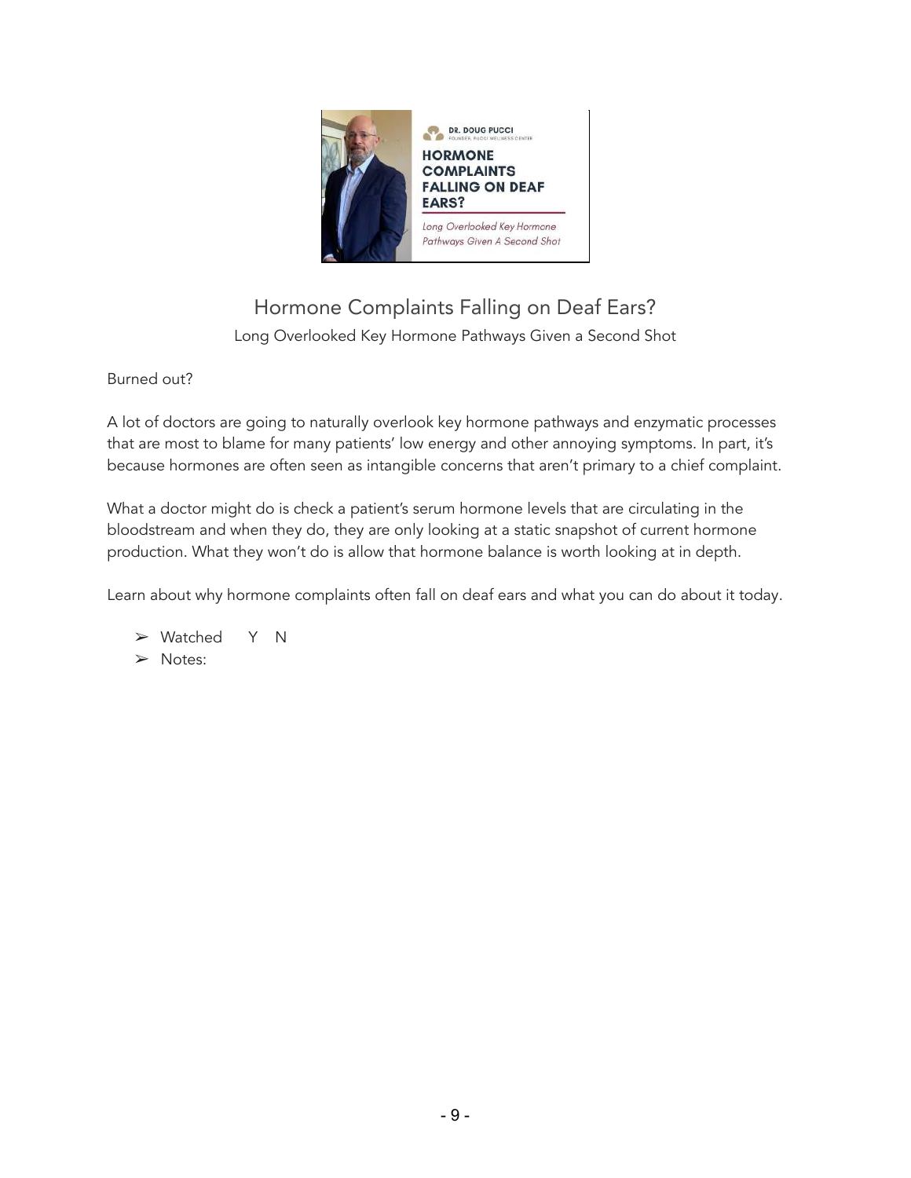# Hormone Complaints Falling on Deaf Ears?

Long Overlooked Key Hormone Pathways Given a Second Shot

Burned out?

A lot of doctors are going to naturally overlook key hormone pathways and enzymatic processes that are most to blame for many patients' low energy and other annoying symptoms. In part, it's because hormones are often seen as intangible concerns that aren't primary to a chief complaint.

What a doctor might do is check a patient's serum hormone levels that are circulating in the bloodstream and when they do, they are only looking at a static snapshot of current hormone production. What they won't do is allow that hormone balance is worth looking at in depth.

Learn about why hormone complaints often fall on deaf ears and what you can do about it today.

- ➢ Watched Y N
- ➢ Notes: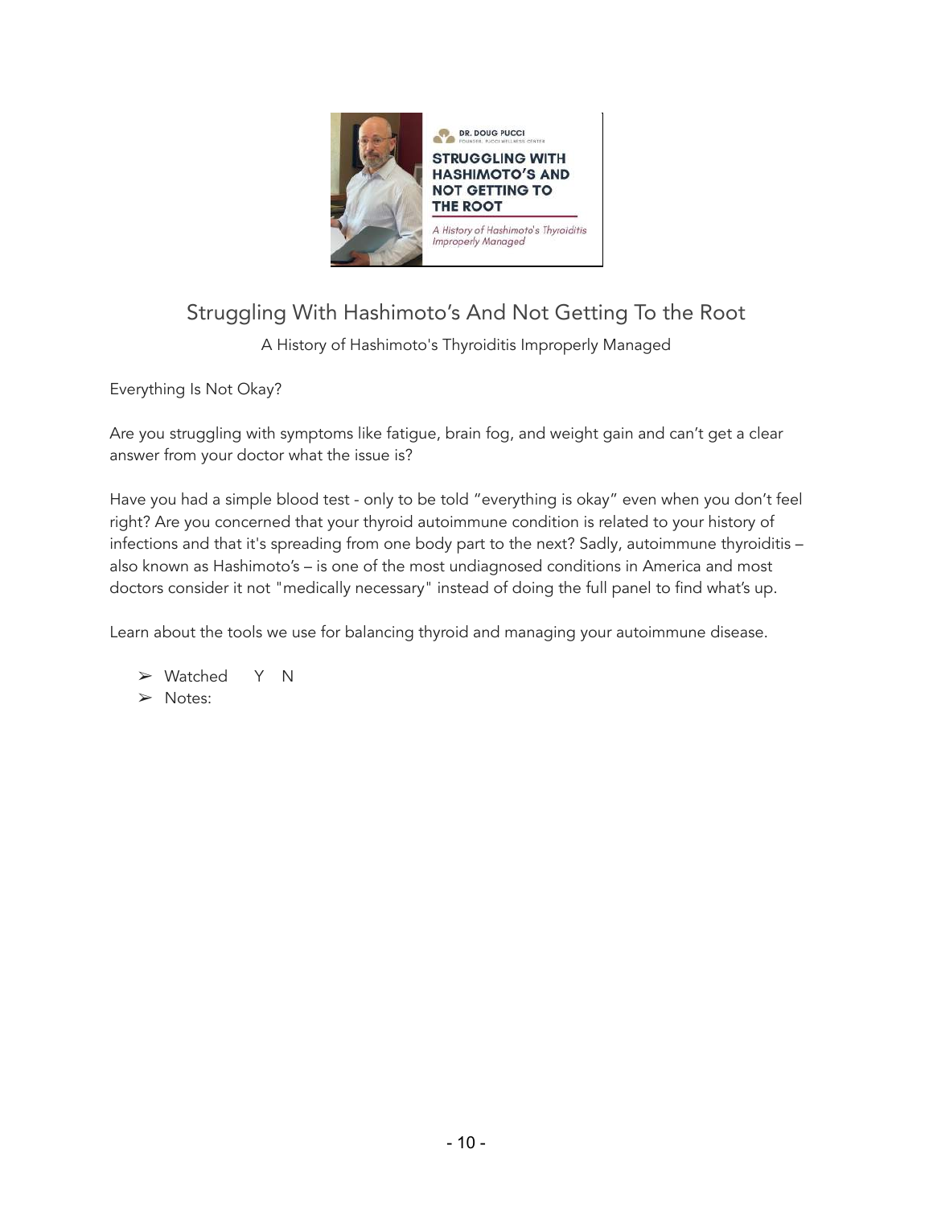## Struggling With Hashimoto's And Not Getting To the Root

A History of Hashimoto's Thyroiditis Improperly Managed

Everything Is Not Okay?

Are you struggling with symptoms like fatigue, brain fog, and weight gain and can't get a clear answer from your doctor what the issue is?

Have you had a simple blood test - only to be told "everything is okay" even when you don't feel right? Are you concerned that your thyroid autoimmune condition is related to your history of infections and that it's spreading from one body part to the next? Sadly, autoimmune thyroiditis – also known as Hashimoto's – is one of the most undiagnosed conditions in America and most doctors consider it not "medically necessary" instead of doing the full panel to find what's up.

Learn about the tools we use for balancing thyroid and managing your autoimmune disease.

- Watched Y N
- Notes: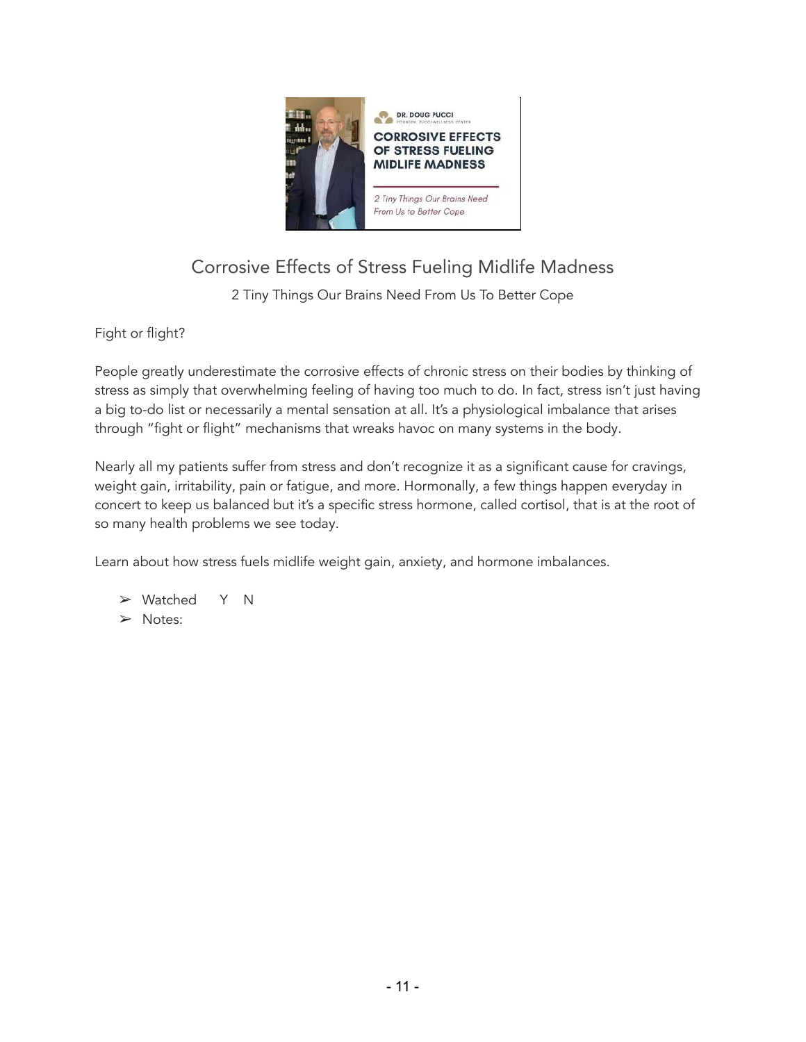# Corrosive Effects of Stress Fueling Midlife Madness

2 Tiny Things Our Brains Need From Us To Better Cope

Fight or flight?

People greatly underestimate the corrosive effects of chronic stress on their bodies by thinking of stress as simply that overwhelming feeling of having too much to do. In fact, stress isn't just having a big to-do list or necessarily a mental sensation at all. It's a physiological imbalance that arises through "fight or flight" mechanisms that wreaks havoc on many systems in the body.

Nearly all my patients suffer from stress and don't recognize it as a significant cause for cravings, weight gain, irritability, pain or fatigue, and more. Hormonally, a few things happen everyday in concert to keep us balanced but it's a specific stress hormone, called cortisol, that is at the root of so many health problems we see today.

Learn about how stress fuels midlife weight gain, anxiety, and hormone imbalances.

- Watched Y N
- Notes: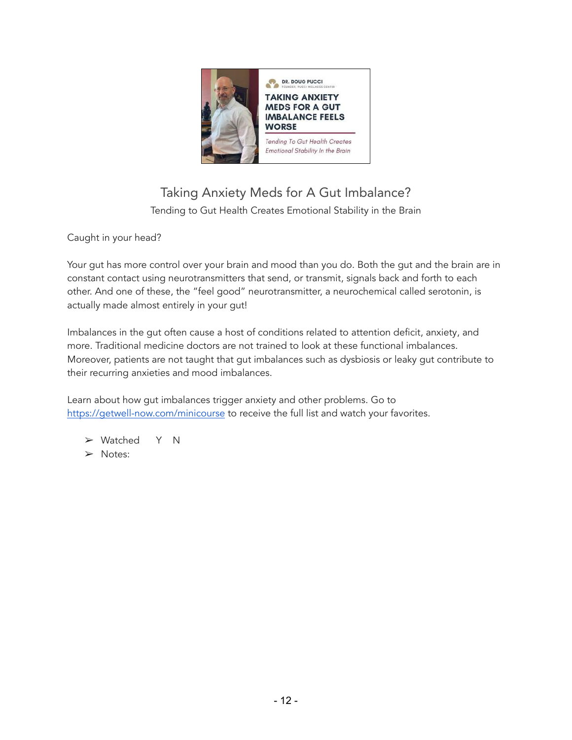## Taking Anxiety Meds for A Gut Imbalance?

Tending to Gut Health Creates Emotional Stability in the Brain

Caught in your head?

Your gut has more control over your brain and mood than you do. Both the gut and the brain are in constant contact using neurotransmitters that send, or transmit, signals back and forth to each other. And one of these, the "feel good" neurotransmitter, a neurochemical called serotonin, is actually made almost entirely in your gut!

Imbalances in the gut often cause a host of conditions related to attention deficit, anxiety, and more. Traditional medicine doctors are not trained to look at these functional imbalances. Moreover, patients are not taught that gut imbalances such as dysbiosis or leaky gut contribute to their recurring anxieties and mood imbalances.

Learn about how gut imbalances trigger anxiety and other problems. Go to https://getwell-now.com/minicourse to receive the full list and watch your favorites.

- Watched Y N
- Notes: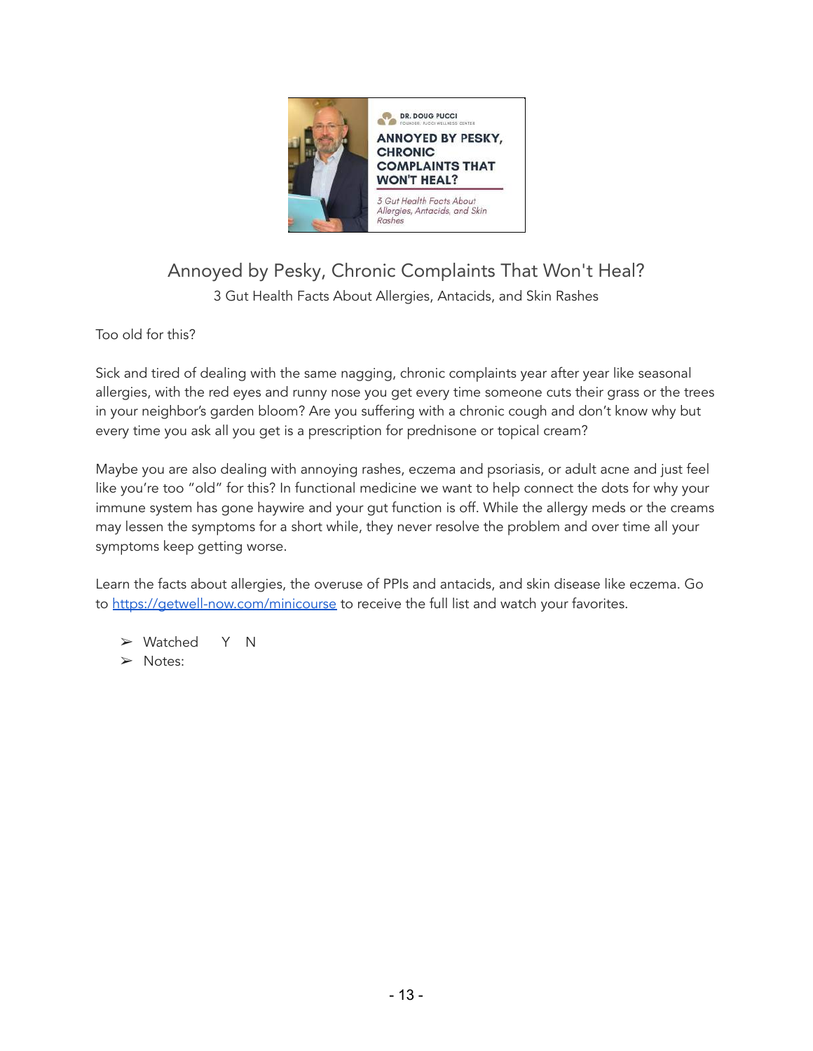## Annoyed by Pesky, Chronic Complaints That Won't Heal?

3 Gut Health Facts About Allergies, Antacids, and Skin Rashes

Too old for this?

Sick and tired of dealing with the same nagging, chronic complaints year after year like seasonal allergies, with the red eyes and runny nose you get every time someone cuts their grass or the trees in your neighbor's garden bloom? Are you suffering with a chronic cough and don't know why but every time you ask all you get is a prescription for prednisone or topical cream?

Maybe you are also dealing with annoying rashes, eczema and psoriasis, or adult acne and just feel like you're too "old" for this? In functional medicine we want to help connect the dots for why your immune system has gone haywire and your gut function is off. While the allergy meds or the creams may lessen the symptoms for a short while, they never resolve the problem and over time all your symptoms keep getting worse.

Learn the facts about allergies, the overuse of PPIs and antacids, and skin disease like eczema. Go to https://getwell-now.com/minicourse to receive the full list and watch your favorites.

- ➢ Watched Y N
- ➢ Notes: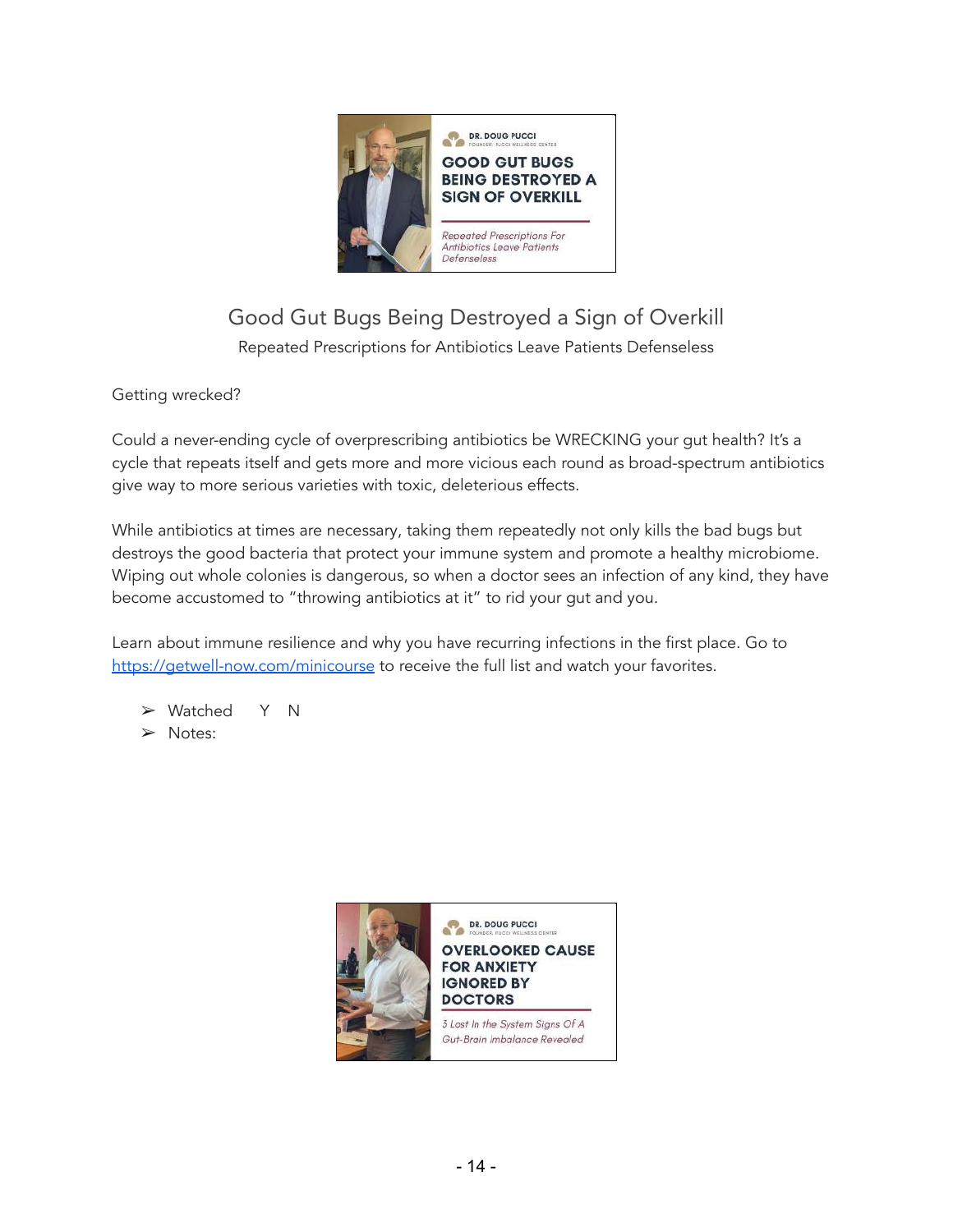## Good Gut Bugs Being Destroyed a Sign of Overkill

Repeated Prescriptions for Antibiotics Leave Patients Defenseless

Getting wrecked?

Could a never-ending cycle of overprescribing antibiotics be WRECKING your gut health? It's a cycle that repeats itself and gets more and more vicious each round as broad-spectrum antibiotics give way to more serious varieties with toxic, deleterious effects.

While antibiotics at times are necessary, taking them repeatedly not only kills the bad bugs but destroys the good bacteria that protect your immune system and promote a healthy microbiome. Wiping out whole colonies is dangerous, so when a doctor sees an infection of any kind, they have become accustomed to "throwing antibiotics at it" to rid your gut and you.

Learn about immune resilience and why you have recurring infections in the first place. Go to [https://getwell-now.com/minicourse](https://getwell-now.com/minicourse) to receive the full list and watch your favorites.

- ➢ Watched Y N
- ➢ Notes: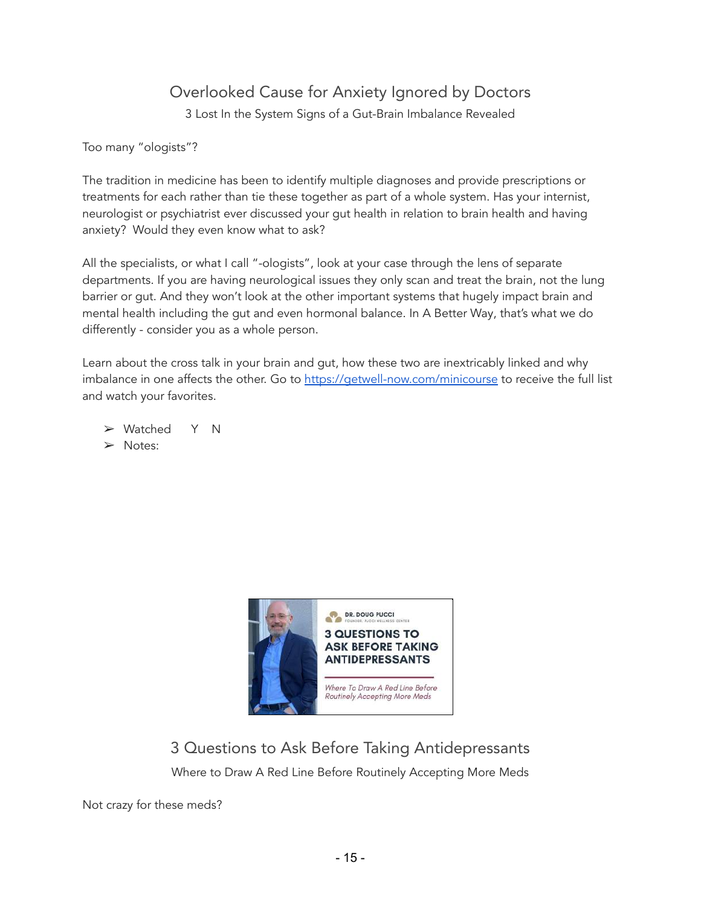## Overlooked Cause for Anxiety Ignored by Doctors

3 Lost In the System Signs of a Gut-Brain Imbalance Revealed

Too many "ologists"?

The tradition in medicine has been to identify multiple diagnoses and provide prescriptions or treatments for each rather than tie these together as part of a whole system. Has your internist, neurologist or psychiatrist ever discussed your gut health in relation to brain health and having anxiety? Would they even know what to ask?

All the specialists, or what I call "-ologists", look at your case through the lens of separate departments. If you are having neurological issues they only scan and treat the brain, not the lung barrier or gut. And they won't look at the other important systems that hugely impact brain and mental health including the gut and even hormonal balance. In A Better Way, that's what we do differently - consider you as a whole person.

Learn about the cross talk in your brain and gut, how these two are inextricably linked and why imbalance in one affects the other. Go to [https://getwell-now.com/minicourse](https://getwell-now.com/minicourse) to receive the full list and watch your favorites.

- ➢ Watched Y N
- ➢ Notes:

## 3 Questions to Ask Before Taking Antidepressants

Where to Draw A Red Line Before Routinely Accepting More Meds

Not crazy for these meds?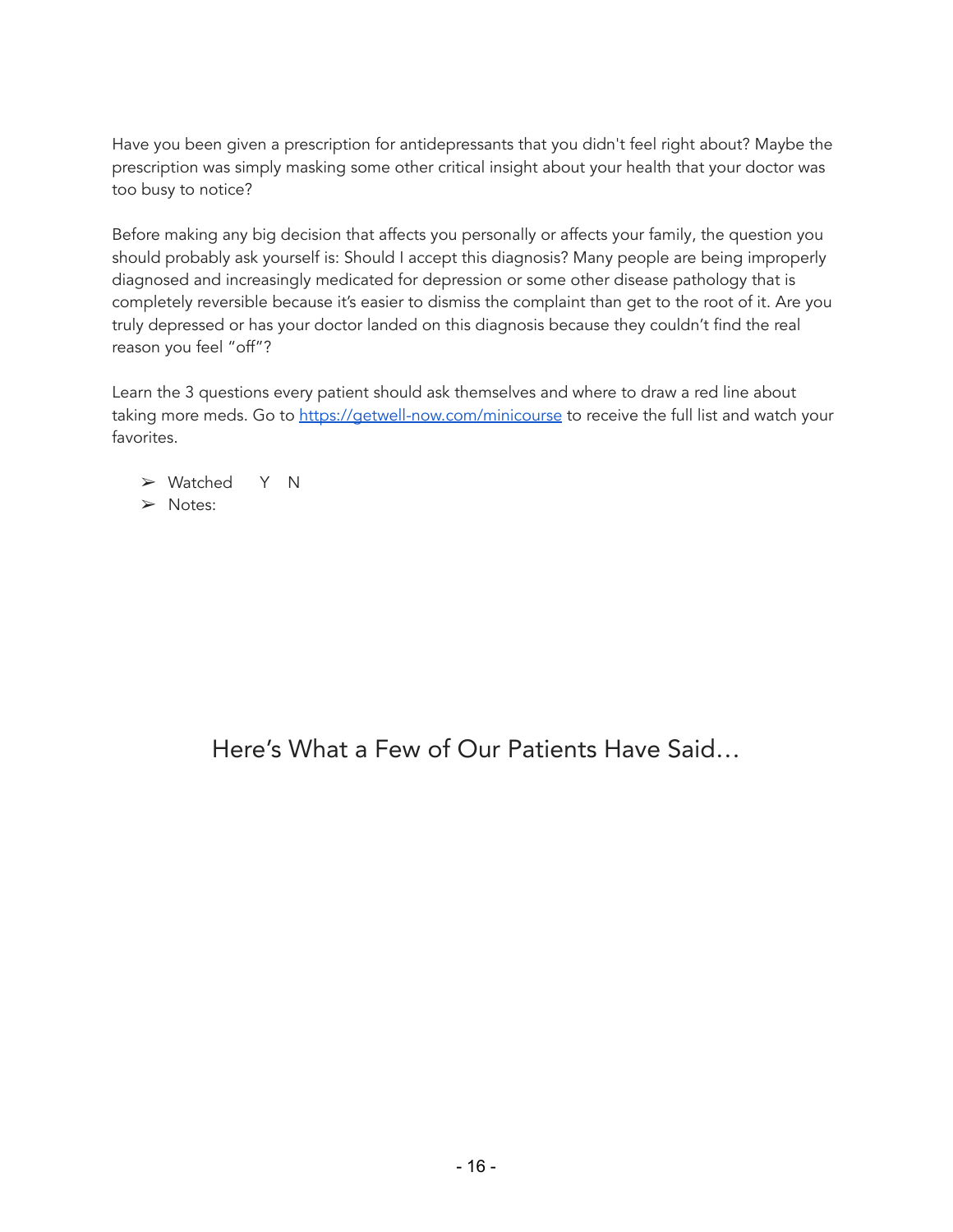Have you been given a prescription for antidepressants that you didn't feel right about? Maybe the prescription was simply masking some other critical insight about your health that your doctor was too busy to notice?

Before making any big decision that affects you personally or affects your family, the question you should probably ask yourself is: Should I accept this diagnosis? Many people are being improperly diagnosed and increasingly medicated for depression or some other disease pathology that is completely reversible because it's easier to dismiss the complaint than get to the root of it. Are you truly depressed or has your doctor landed on this diagnosis because they couldn't find the real reason you feel "off"?

Learn the 3 questions every patient should ask themselves and where to draw a red line about taking more meds. Go to [https://getwell-now.com/minicourse](https://getwell-now.com/minicourse) to receive the full list and watch your favorites.

- Watched Y N
- Notes:

## Here's What a Few of Our Patients Have Said…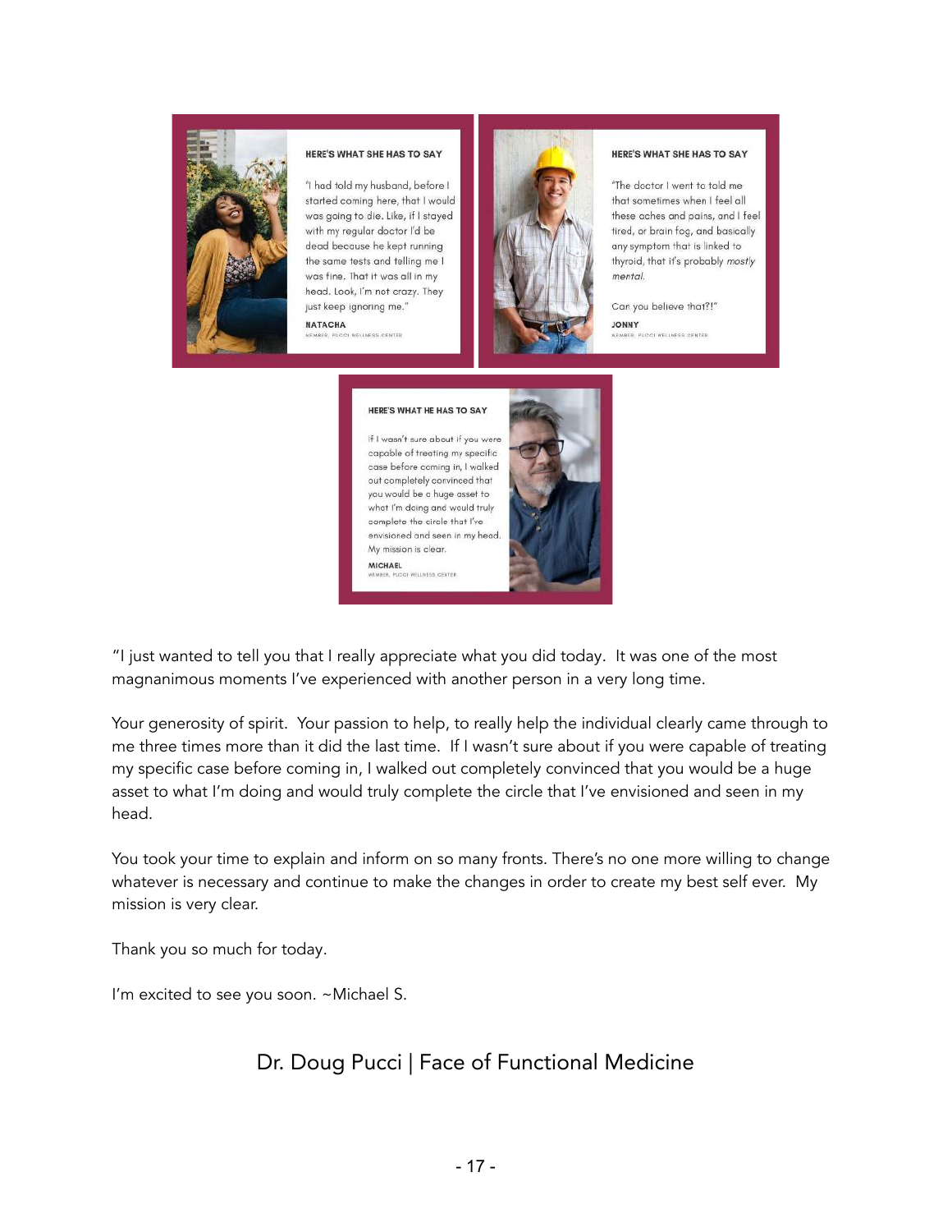HERE'S WHAT SHE HAS TO SAY

"I had told my husband, before I started coming here, that I would was going to die. Like, if I stayed with my regular doctor I'd be dead because he kept running the same tests and telling me I was fine. That it was all in my head. Look, I'm not crazy. They just keep ignoring me."

**NATACHA**
MEMBER, PUCCI WELLNESS CENTER

HERE'S WHAT SHE HAS TO SAY

"The doctor I went to told me that sometimes when I feel all these aches and pains, and I feel tired, or brain fog, and basically any symptom that is linked to thyroid, that it's probably *mostly mental*.

Can you believe that?!"

**JONNY**
MEMBER, PUCCI WELLNESS CENTER

HERE'S WHAT HE HAS TO SAY

If I wasn't sure about if you were capable of treating my specific case before coming in, I walked out completely convinced that you would be a huge asset to what I'm doing and would truly complete the circle that I've envisioned and seen in my head. My mission is clear.

**MICHAEL**
MEMBER, PUCCI WELLNESS CENTER

"I just wanted to tell you that I really appreciate what you did today. It was one of the most magnanimous moments I've experienced with another person in a very long time.

Your generosity of spirit. Your passion to help, to really help the individual clearly came through to me three times more than it did the last time. If I wasn't sure about if you were capable of treating my specific case before coming in, I walked out completely convinced that you would be a huge asset to what I'm doing and would truly complete the circle that I've envisioned and seen in my head.

You took your time to explain and inform on so many fronts. There's no one more willing to change whatever is necessary and continue to make the changes in order to create my best self ever. My mission is very clear.

Thank you so much for today.

I'm excited to see you soon. ~Michael S.

Dr. Doug Pucci | Face of Functional Medicine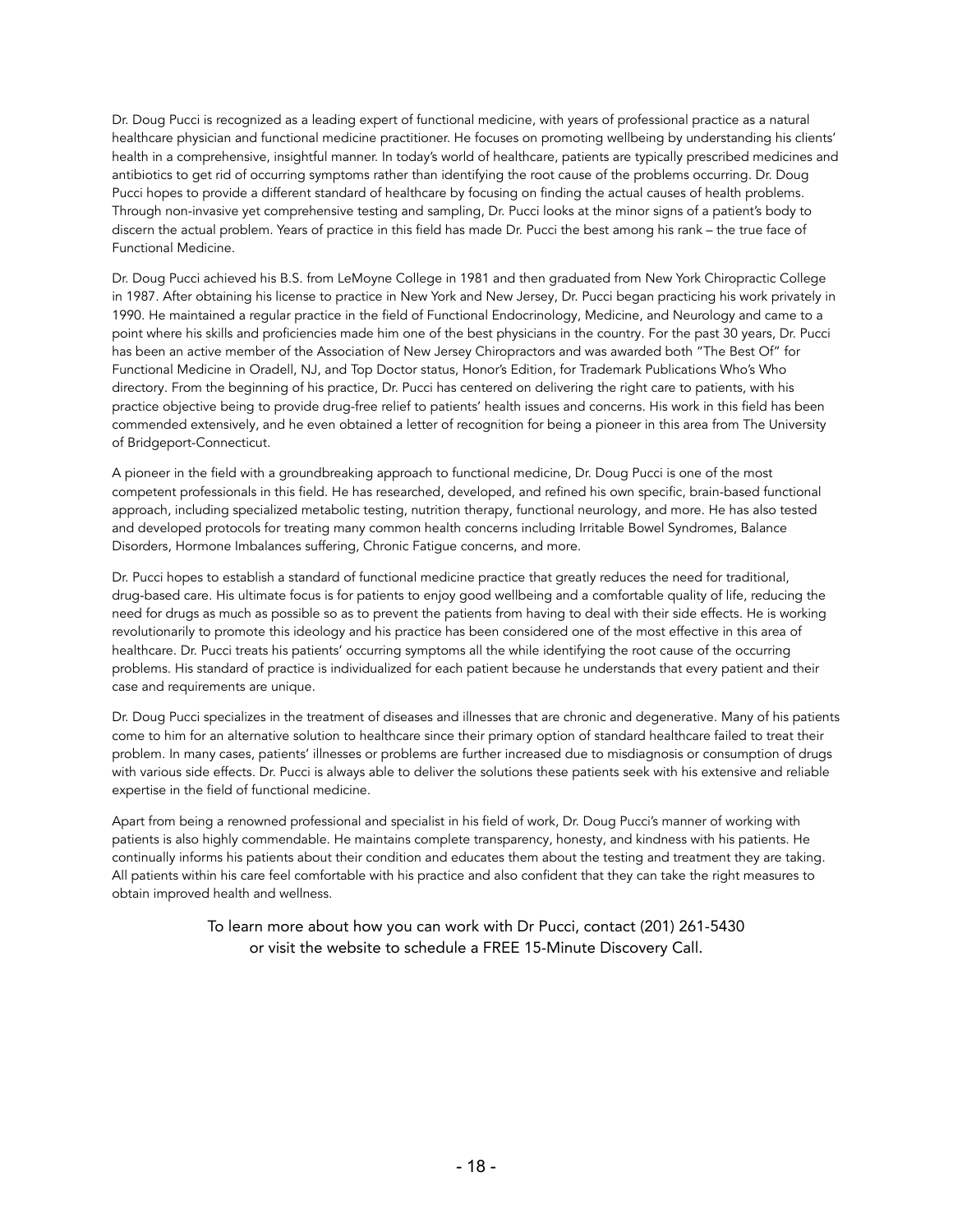Dr. Doug Pucci is recognized as a leading expert of functional medicine, with years of professional practice as a natural healthcare physician and functional medicine practitioner. He focuses on promoting wellbeing by understanding his clients' health in a comprehensive, insightful manner. In today's world of healthcare, patients are typically prescribed medicines and antibiotics to get rid of occurring symptoms rather than identifying the root cause of the problems occurring. Dr. Doug Pucci hopes to provide a different standard of healthcare by focusing on finding the actual causes of health problems. Through non-invasive yet comprehensive testing and sampling, Dr. Pucci looks at the minor signs of a patient's body to discern the actual problem. Years of practice in this field has made Dr. Pucci the best among his rank – the true face of Functional Medicine.

Dr. Doug Pucci achieved his B.S. from LeMoyne College in 1981 and then graduated from New York Chiropractic College in 1987. After obtaining his license to practice in New York and New Jersey, Dr. Pucci began practicing his work privately in 1990. He maintained a regular practice in the field of Functional Endocrinology, Medicine, and Neurology and came to a point where his skills and proficiencies made him one of the best physicians in the country. For the past 30 years, Dr. Pucci has been an active member of the Association of New Jersey Chiropractors and was awarded both "The Best Of" for Functional Medicine in Oradell, NJ, and Top Doctor status, Honor's Edition, for Trademark Publications Who's Who directory. From the beginning of his practice, Dr. Pucci has centered on delivering the right care to patients, with his practice objective being to provide drug-free relief to patients' health issues and concerns. His work in this field has been commended extensively, and he even obtained a letter of recognition for being a pioneer in this area from The University of Bridgeport-Connecticut.

A pioneer in the field with a groundbreaking approach to functional medicine, Dr. Doug Pucci is one of the most competent professionals in this field. He has researched, developed, and refined his own specific, brain-based functional approach, including specialized metabolic testing, nutrition therapy, functional neurology, and more. He has also tested and developed protocols for treating many common health concerns including Irritable Bowel Syndromes, Balance Disorders, Hormone Imbalances suffering, Chronic Fatigue concerns, and more.

Dr. Pucci hopes to establish a standard of functional medicine practice that greatly reduces the need for traditional, drug-based care. His ultimate focus is for patients to enjoy good wellbeing and a comfortable quality of life, reducing the need for drugs as much as possible so as to prevent the patients from having to deal with their side effects. He is working revolutionarily to promote this ideology and his practice has been considered one of the most effective in this area of healthcare. Dr. Pucci treats his patients' occurring symptoms all the while identifying the root cause of the occurring problems. His standard of practice is individualized for each patient because he understands that every patient and their case and requirements are unique.

Dr. Doug Pucci specializes in the treatment of diseases and illnesses that are chronic and degenerative. Many of his patients come to him for an alternative solution to healthcare since their primary option of standard healthcare failed to treat their problem. In many cases, patients' illnesses or problems are further increased due to misdiagnosis or consumption of drugs with various side effects. Dr. Pucci is always able to deliver the solutions these patients seek with his extensive and reliable expertise in the field of functional medicine.

Apart from being a renowned professional and specialist in his field of work, Dr. Doug Pucci's manner of working with patients is also highly commendable. He maintains complete transparency, honesty, and kindness with his patients. He continually informs his patients about their condition and educates them about the testing and treatment they are taking. All patients within his care feel comfortable with his practice and also confident that they can take the right measures to obtain improved health and wellness.

To learn more about how you can work with Dr Pucci, contact (201) 261-5430 or visit the website to schedule a FREE 15-Minute Discovery Call.